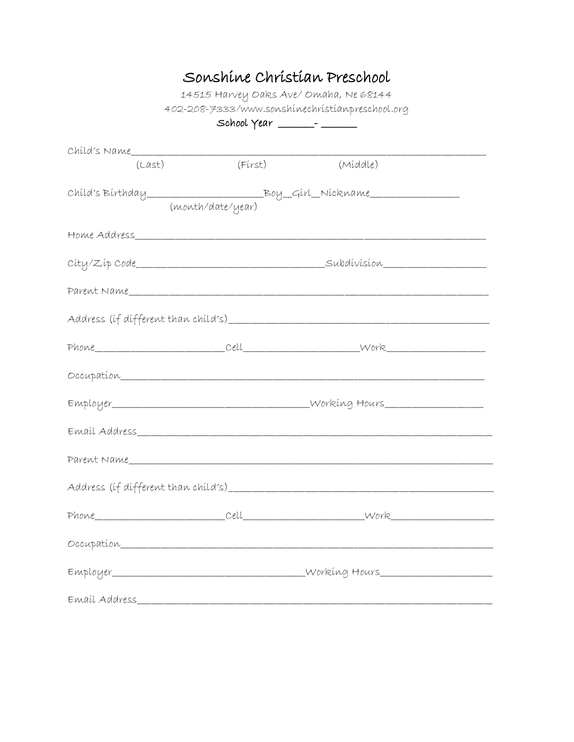# Sonshine Christian Preschool

14515 Harvey Oaks Ave/ Omaha, Ne 68144

402-208-7333/www.sonshinechristianpreschool.org

**School Year ______- ______**

Child's Name_______________________________________________________________
(Last) (First) (Middle)

Child's Birthday____________________Boy__Girl__Nickname_______________
(month/date/year)

Home Address_______________________________________________________________

City/Zip Code_________________________________Subdivision_________________

Parent Name________________________________________________________________

Address (if different than child's)____________________________________________

Phone_______________________Cell____________________Work_________________

Occupation_________________________________________________________________

Employer________________________________Working Hours_________________

Email Address______________________________________________________________

Parent Name________________________________________________________________

Address (if different than child's)____________________________________________

Phone_______________________Cell____________________Work_________________

Occupation_________________________________________________________________

Employer________________________________Working Hours_________________

Email Address______________________________________________________________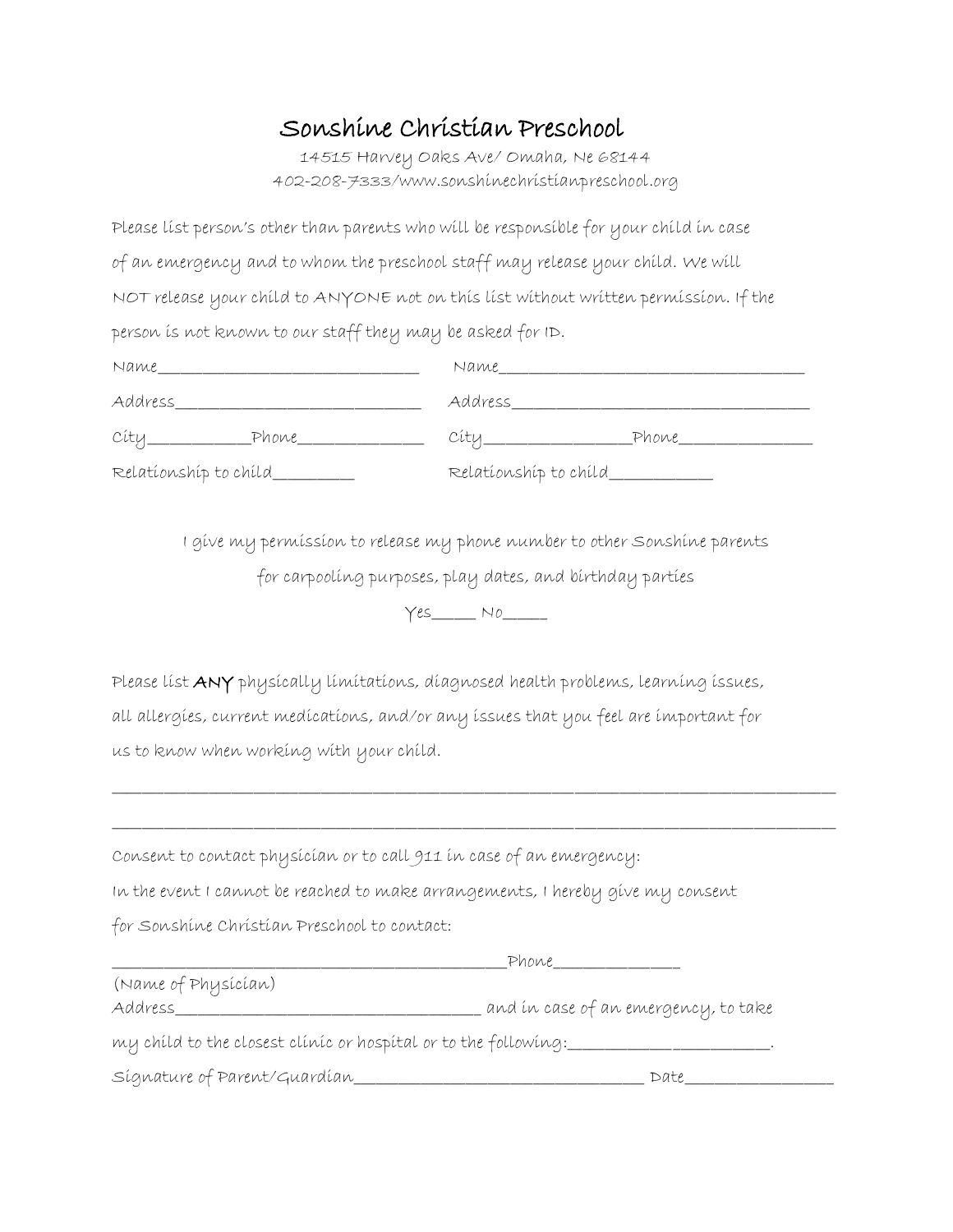# Sonshine Christian Preschool

14515 Harvey Oaks Ave/ Omaha, Ne 68144
402-208-7333/www.sonshinechristianpreschool.org

Please list person's other than parents who will be responsible for your child in case of an emergency and to whom the preschool staff may release your child. We will NOT release your child to ANYONE not on this list without written permission. If the person is not known to our staff they may be asked for ID.

Name_____________________________ Name___________________________________

Address____________________________ Address__________________________________

City___________Phone_______________ City_________________Phone________________

Relationship to child_________ Relationship to child____________

I give my permission to release my phone number to other Sonshine parents for carpooling purposes, play dates, and birthday parties

Yes_____ No_____

Please list **ANY** physically limitations, diagnosed health problems, learning issues, all allergies, current medications, and/or any issues that you feel are important for us to know when working with your child.

______________________________________________________________________________________

______________________________________________________________________________________

Consent to contact physician or to call 911 in case of an emergency:
In the event I cannot be reached to make arrangements, I hereby give my consent for Sonshine Christian Preschool to contact:

_______________________________________________Phone______________
(Name of Physician)
Address___________________________________ and in case of an emergency, to take my child to the closest clinic or hospital or to the following:_______________________.

Signature of Parent/Guardian__________________________________ Date_________________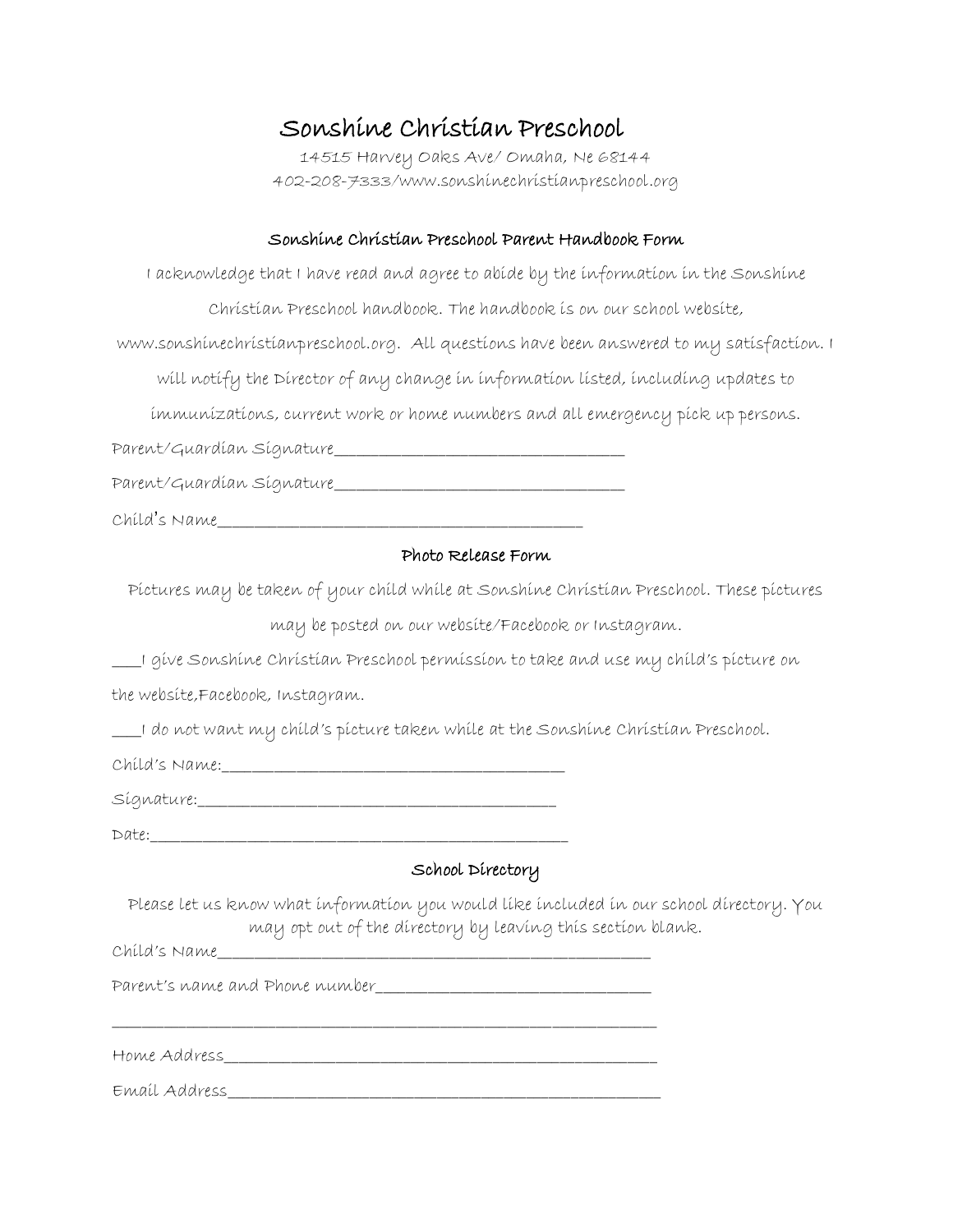# Sonshine Christian Preschool

14515 Harvey Oaks Ave/ Omaha, Ne 68144

402-208-7333/www.sonshinechristianpreschool.org

## Sonshine Christian Preschool Parent Handbook Form

I acknowledge that I have read and agree to abide by the information in the Sonshine Christian Preschool handbook. The handbook is on our school website, www.sonshinechristianpreschool.org. All questions have been answered to my satisfaction. I will notify the Director of any change in information listed, including updates to immunizations, current work or home numbers and all emergency pick up persons.

Parent/Guardian Signature_________________________________

Parent/Guardian Signature_________________________________

Child's Name_________________________________________

## Photo Release Form

Pictures may be taken of your child while at Sonshine Christian Preschool. These pictures may be posted on our website/Facebook or Instagram.

___I give Sonshine Christian Preschool permission to take and use my child's picture on the website,Facebook, Instagram.

___I do not want my child's picture taken while at the Sonshine Christian Preschool.

Child's Name:______________________________________

Signature:_________________________________________

Date:_____________________________________________

## School Directory

Please let us know what information you would like included in our school directory. You may opt out of the directory by leaving this section blank.

Child's Name______________________________________________

Parent's name and Phone number______________________________

______________________________________________________________

Home Address_____________________________________________

Email Address_____________________________________________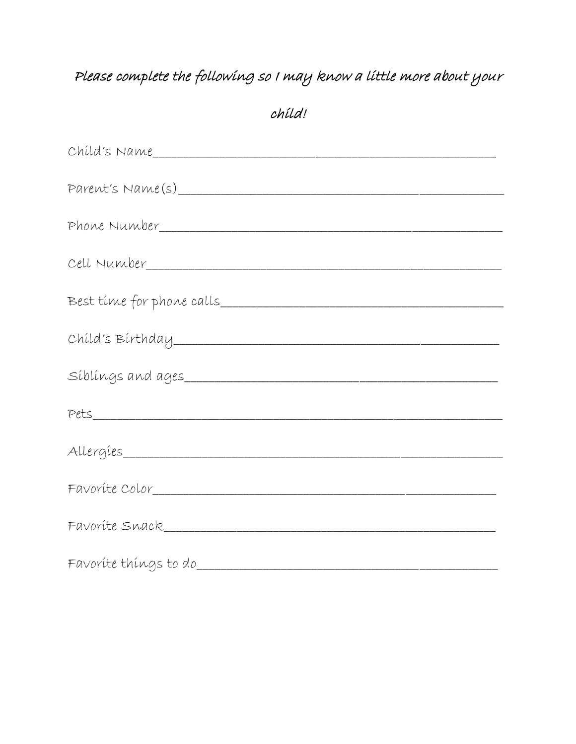*Please complete the following so I may know a little more about your child!*

Child's Name_______________________________________________

Parent's Name(s)_____________________________________________

Phone Number_______________________________________________

Cell Number_________________________________________________

Best time for phone calls______________________________________

Child's Birthday______________________________________________

Siblings and ages_____________________________________________

Pets________________________________________________________

Allergies____________________________________________________

Favorite Color_______________________________________________

Favorite Snack_______________________________________________

Favorite things to do_________________________________________